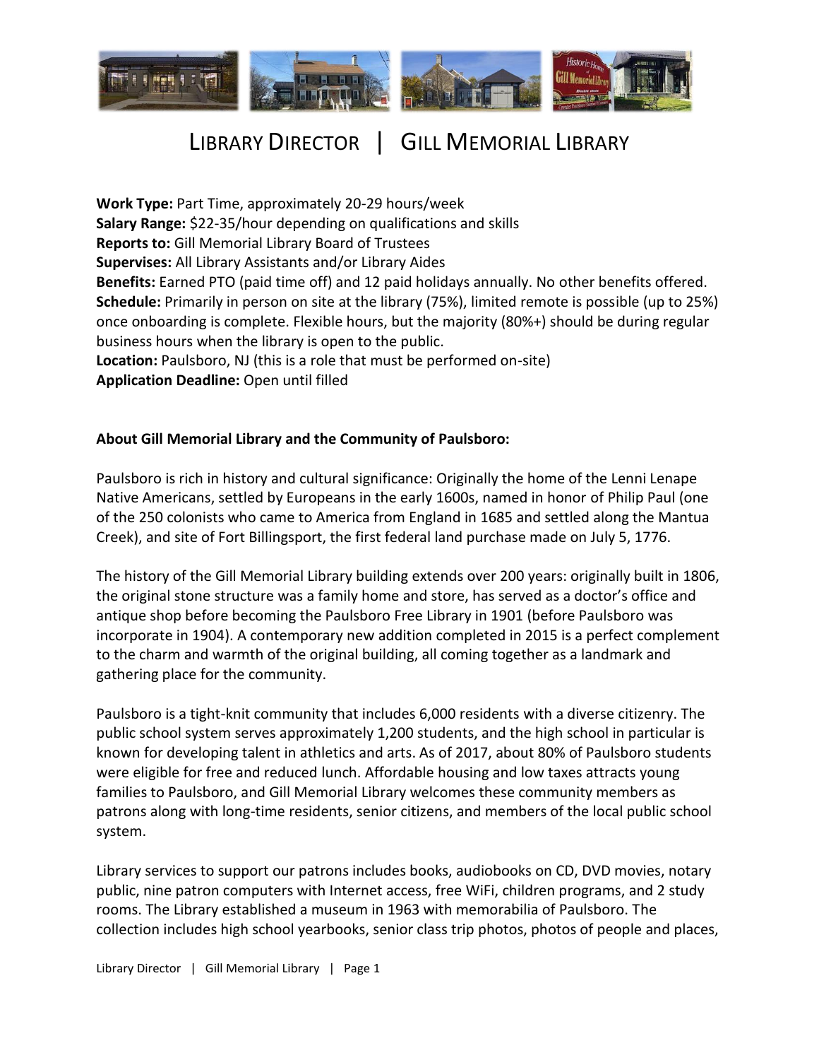# LIBRARY DIRECTOR | GILL MEMORIAL LIBRARY

**Work Type:** Part Time, approximately 20-29 hours/week
**Salary Range:** $22-35/hour depending on qualifications and skills
**Reports to:** Gill Memorial Library Board of Trustees
**Supervises:** All Library Assistants and/or Library Aides
**Benefits:** Earned PTO (paid time off) and 12 paid holidays annually. No other benefits offered.
**Schedule:** Primarily in person on site at the library (75%), limited remote is possible (up to 25%) once onboarding is complete. Flexible hours, but the majority (80%+) should be during regular business hours when the library is open to the public.
**Location:** Paulsboro, NJ (this is a role that must be performed on-site)
**Application Deadline:** Open until filled

**About Gill Memorial Library and the Community of Paulsboro:**

Paulsboro is rich in history and cultural significance: Originally the home of the Lenni Lenape Native Americans, settled by Europeans in the early 1600s, named in honor of Philip Paul (one of the 250 colonists who came to America from England in 1685 and settled along the Mantua Creek), and site of Fort Billingsport, the first federal land purchase made on July 5, 1776.

The history of the Gill Memorial Library building extends over 200 years: originally built in 1806, the original stone structure was a family home and store, has served as a doctor's office and antique shop before becoming the Paulsboro Free Library in 1901 (before Paulsboro was incorporate in 1904). A contemporary new addition completed in 2015 is a perfect complement to the charm and warmth of the original building, all coming together as a landmark and gathering place for the community.

Paulsboro is a tight-knit community that includes 6,000 residents with a diverse citizenry. The public school system serves approximately 1,200 students, and the high school in particular is known for developing talent in athletics and arts. As of 2017, about 80% of Paulsboro students were eligible for free and reduced lunch. Affordable housing and low taxes attracts young families to Paulsboro, and Gill Memorial Library welcomes these community members as patrons along with long-time residents, senior citizens, and members of the local public school system.

Library services to support our patrons includes books, audiobooks on CD, DVD movies, notary public, nine patron computers with Internet access, free WiFi, children programs, and 2 study rooms. The Library established a museum in 1963 with memorabilia of Paulsboro. The collection includes high school yearbooks, senior class trip photos, photos of people and places,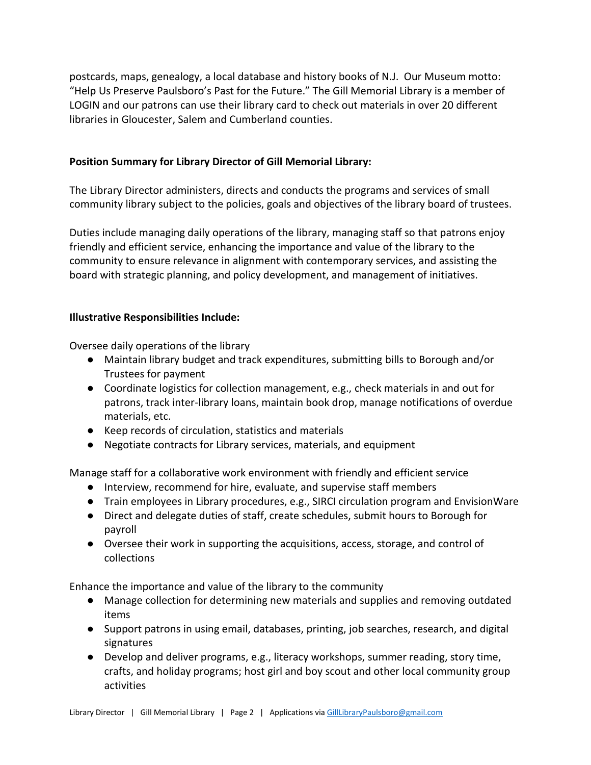postcards, maps, genealogy, a local database and history books of N.J. Our Museum motto: "Help Us Preserve Paulsboro's Past for the Future." The Gill Memorial Library is a member of LOGIN and our patrons can use their library card to check out materials in over 20 different libraries in Gloucester, Salem and Cumberland counties.

**Position Summary for Library Director of Gill Memorial Library:**

The Library Director administers, directs and conducts the programs and services of small community library subject to the policies, goals and objectives of the library board of trustees.

Duties include managing daily operations of the library, managing staff so that patrons enjoy friendly and efficient service, enhancing the importance and value of the library to the community to ensure relevance in alignment with contemporary services, and assisting the board with strategic planning, and policy development, and management of initiatives.

**Illustrative Responsibilities Include:**

Oversee daily operations of the library

- Maintain library budget and track expenditures, submitting bills to Borough and/or Trustees for payment
- Coordinate logistics for collection management, e.g., check materials in and out for patrons, track inter-library loans, maintain book drop, manage notifications of overdue materials, etc.
- Keep records of circulation, statistics and materials
- Negotiate contracts for Library services, materials, and equipment

Manage staff for a collaborative work environment with friendly and efficient service

- Interview, recommend for hire, evaluate, and supervise staff members
- Train employees in Library procedures, e.g., SIRCI circulation program and EnvisionWare
- Direct and delegate duties of staff, create schedules, submit hours to Borough for payroll
- Oversee their work in supporting the acquisitions, access, storage, and control of collections

Enhance the importance and value of the library to the community

- Manage collection for determining new materials and supplies and removing outdated items
- Support patrons in using email, databases, printing, job searches, research, and digital signatures
- Develop and deliver programs, e.g., literacy workshops, summer reading, story time, crafts, and holiday programs; host girl and boy scout and other local community group activities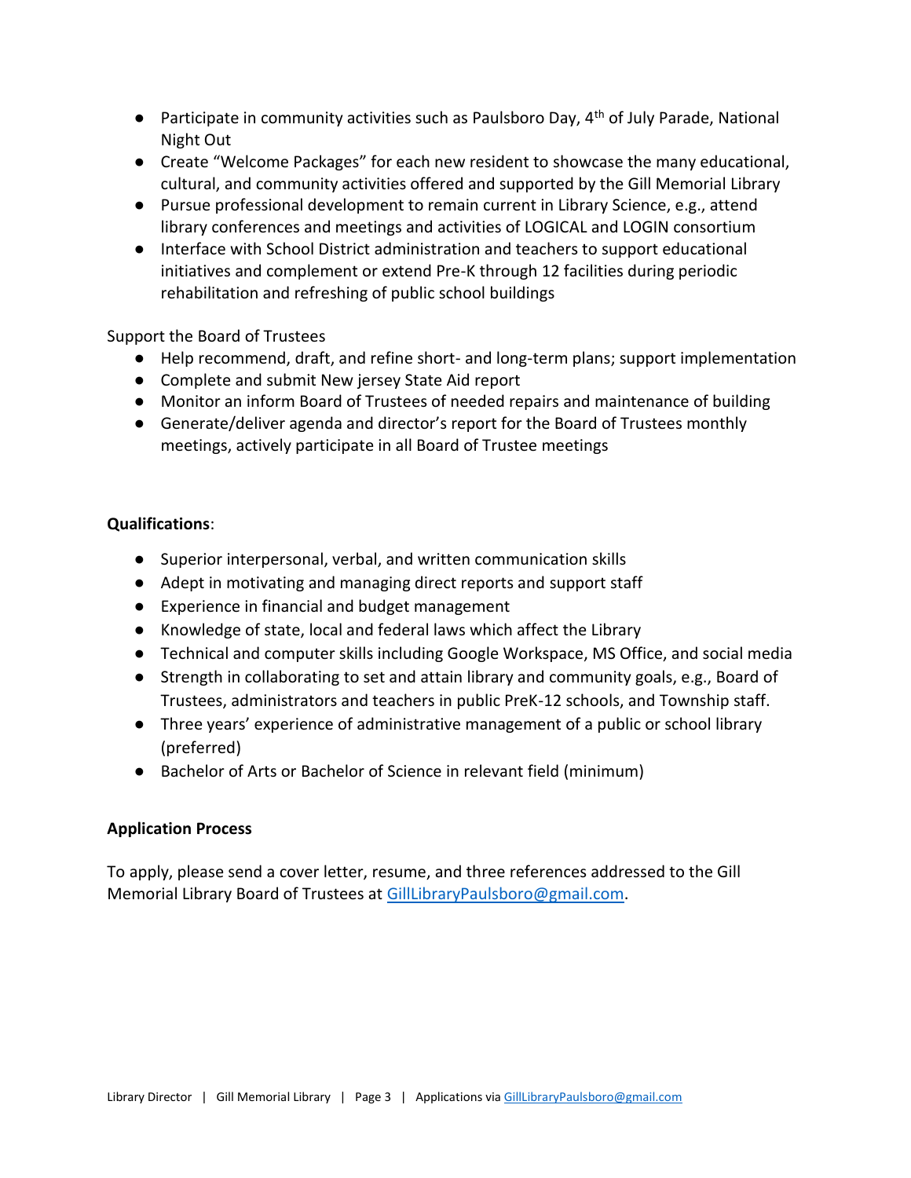- Participate in community activities such as Paulsboro Day, 4th of July Parade, National Night Out
- Create "Welcome Packages" for each new resident to showcase the many educational, cultural, and community activities offered and supported by the Gill Memorial Library
- Pursue professional development to remain current in Library Science, e.g., attend library conferences and meetings and activities of LOGICAL and LOGIN consortium
- Interface with School District administration and teachers to support educational initiatives and complement or extend Pre-K through 12 facilities during periodic rehabilitation and refreshing of public school buildings

Support the Board of Trustees

- Help recommend, draft, and refine short- and long-term plans; support implementation
- Complete and submit New jersey State Aid report
- Monitor an inform Board of Trustees of needed repairs and maintenance of building
- Generate/deliver agenda and director's report for the Board of Trustees monthly meetings, actively participate in all Board of Trustee meetings

**Qualifications**:

- Superior interpersonal, verbal, and written communication skills
- Adept in motivating and managing direct reports and support staff
- Experience in financial and budget management
- Knowledge of state, local and federal laws which affect the Library
- Technical and computer skills including Google Workspace, MS Office, and social media
- Strength in collaborating to set and attain library and community goals, e.g., Board of Trustees, administrators and teachers in public PreK-12 schools, and Township staff.
- Three years' experience of administrative management of a public or school library (preferred)
- Bachelor of Arts or Bachelor of Science in relevant field (minimum)

**Application Process**

To apply, please send a cover letter, resume, and three references addressed to the Gill Memorial Library Board of Trustees at GillLibraryPaulsboro@gmail.com.